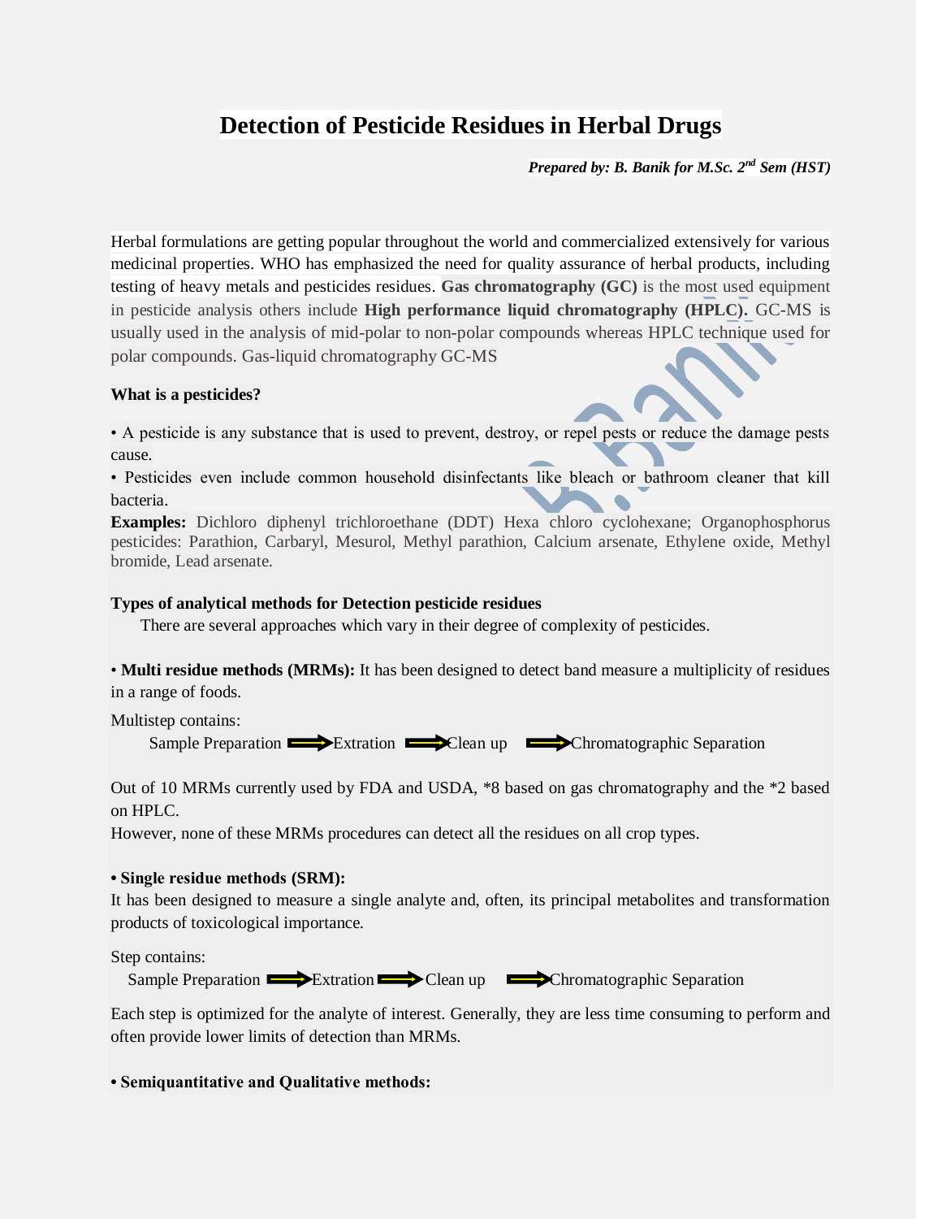# Detection of Pesticide Residues in Herbal Drugs

***Prepared by: B. Banik for M.Sc. 2nd Sem (HST)***

Herbal formulations are getting popular throughout the world and commercialized extensively for various medicinal properties. WHO has emphasized the need for quality assurance of herbal products, including testing of heavy metals and pesticides residues. **Gas chromatography (GC)** is the most used equipment in pesticide analysis others include **High performance liquid chromatography (HPLC).** GC-MS is usually used in the analysis of mid-polar to non-polar compounds whereas HPLC technique used for polar compounds. Gas-liquid chromatography GC-MS

**What is a pesticides?**

• A pesticide is any substance that is used to prevent, destroy, or repel pests or reduce the damage pests cause.

• Pesticides even include common household disinfectants like bleach or bathroom cleaner that kill bacteria.

**Examples:** Dichloro diphenyl trichloroethane (DDT) Hexa chloro cyclohexane; Organophosphorus pesticides: Parathion, Carbaryl, Mesurol, Methyl parathion, Calcium arsenate, Ethylene oxide, Methyl bromide, Lead arsenate.

**Types of analytical methods for Detection pesticide residues**

There are several approaches which vary in their degree of complexity of pesticides.

• **Multi residue methods (MRMs):** It has been designed to detect band measure a multiplicity of residues in a range of foods.

Multistep contains:

Sample Preparation → Extration → Clean up → Chromatographic Separation

Out of 10 MRMs currently used by FDA and USDA, *8 based on gas chromatography and the *2 based on HPLC.

However, none of these MRMs procedures can detect all the residues on all crop types.

**• Single residue methods (SRM):**

It has been designed to measure a single analyte and, often, its principal metabolites and transformation products of toxicological importance.

Step contains:

Sample Preparation → Extration → Clean up → Chromatographic Separation

Each step is optimized for the analyte of interest. Generally, they are less time consuming to perform and often provide lower limits of detection than MRMs.

**• Semiquantitative and Qualitative methods:**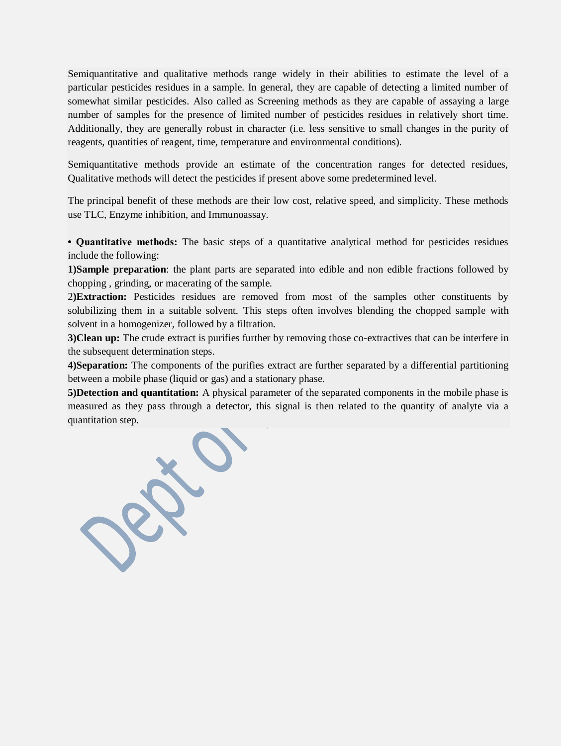Semiquantitative and qualitative methods range widely in their abilities to estimate the level of a particular pesticides residues in a sample. In general, they are capable of detecting a limited number of somewhat similar pesticides. Also called as Screening methods as they are capable of assaying a large number of samples for the presence of limited number of pesticides residues in relatively short time. Additionally, they are generally robust in character (i.e. less sensitive to small changes in the purity of reagents, quantities of reagent, time, temperature and environmental conditions).

Semiquantitative methods provide an estimate of the concentration ranges for detected residues, Qualitative methods will detect the pesticides if present above some predetermined level.

The principal benefit of these methods are their low cost, relative speed, and simplicity. These methods use TLC, Enzyme inhibition, and Immunoassay.

• **Quantitative methods:** The basic steps of a quantitative analytical method for pesticides residues include the following:

**1)Sample preparation**: the plant parts are separated into edible and non edible fractions followed by chopping , grinding, or macerating of the sample.

2**)Extraction:** Pesticides residues are removed from most of the samples other constituents by solubilizing them in a suitable solvent. This steps often involves blending the chopped sample with solvent in a homogenizer, followed by a filtration.

**3)Clean up:** The crude extract is purifies further by removing those co-extractives that can be interfere in the subsequent determination steps.

**4)Separation:** The components of the purifies extract are further separated by a differential partitioning between a mobile phase (liquid or gas) and a stationary phase.

**5)Detection and quantitation:** A physical parameter of the separated components in the mobile phase is measured as they pass through a detector, this signal is then related to the quantity of analyte via a quantitation step.